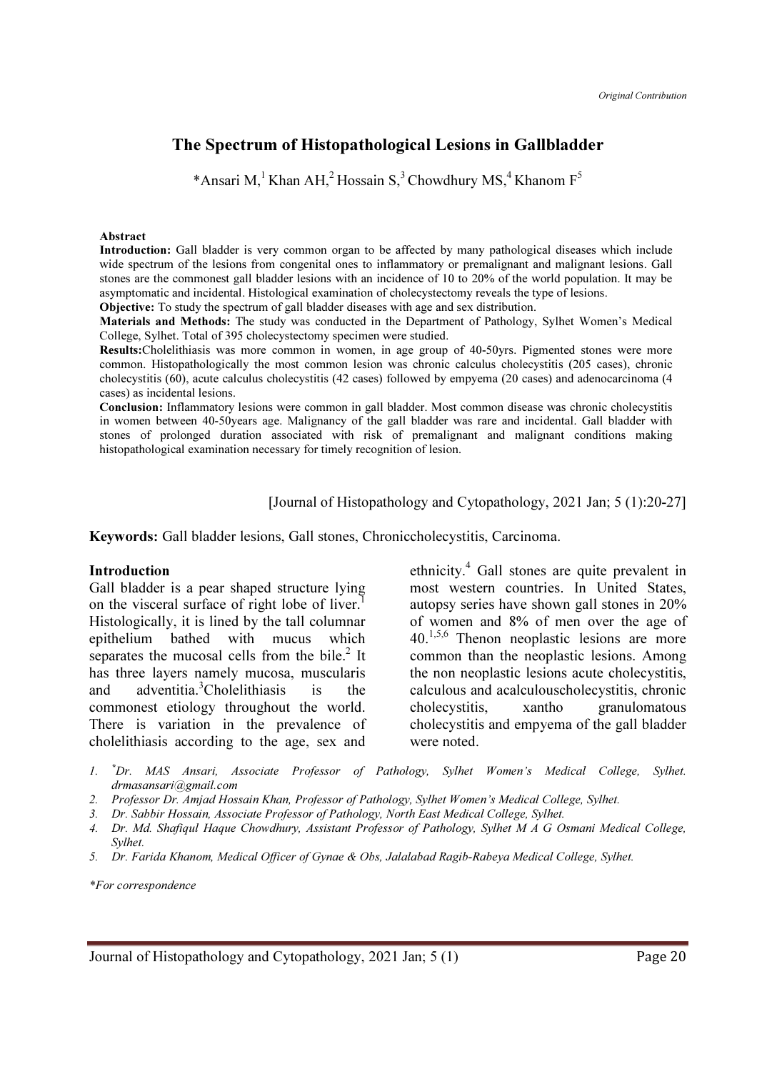*Original Contribution*

# The Spectrum of Histopathological Lesions in Gallbladder

*Ansari M,[1] Khan AH,[2] Hossain S,[3] Chowdhury MS,[4] Khanom F[5]

**Abstract**

**Introduction:** Gall bladder is very common organ to be affected by many pathological diseases which include wide spectrum of the lesions from congenital ones to inflammatory or premalignant and malignant lesions. Gall stones are the commonest gall bladder lesions with an incidence of 10 to 20% of the world population. It may be asymptomatic and incidental. Histological examination of cholecystectomy reveals the type of lesions.

**Objective:** To study the spectrum of gall bladder diseases with age and sex distribution.

**Materials and Methods:** The study was conducted in the Department of Pathology, Sylhet Women's Medical College, Sylhet. Total of 395 cholecystectomy specimen were studied.

**Results:** Cholelithiasis was more common in women, in age group of 40-50yrs. Pigmented stones were more common. Histopathologically the most common lesion was chronic calculus cholecystitis (205 cases), chronic cholecystitis (60), acute calculus cholecystitis (42 cases) followed by empyema (20 cases) and adenocarcinoma (4 cases) as incidental lesions.

**Conclusion:** Inflammatory lesions were common in gall bladder. Most common disease was chronic cholecystitis in women between 40-50years age. Malignancy of the gall bladder was rare and incidental. Gall bladder with stones of prolonged duration associated with risk of premalignant and malignant conditions making histopathological examination necessary for timely recognition of lesion.

[Journal of Histopathology and Cytopathology, 2021 Jan; 5 (1):20-27]

**Keywords:** Gall bladder lesions, Gall stones, Chroniccholecystitis, Carcinoma.

## Introduction

Gall bladder is a pear shaped structure lying on the visceral surface of right lobe of liver.[1] Histologically, it is lined by the tall columnar epithelium bathed with mucus which separates the mucosal cells from the bile.[2] It has three layers namely mucosa, muscularis and adventitia.[3] Cholelithiasis is the commonest etiology throughout the world. There is variation in the prevalence of cholelithiasis according to the age, sex and ethnicity.[4] Gall stones are quite prevalent in most western countries. In United States, autopsy series have shown gall stones in 20% of women and 8% of men over the age of 40.[1,5,6] Thenon neoplastic lesions are more common than the neoplastic lesions. Among the non neoplastic lesions acute cholecystitis, calculous and acalculouscholecystitis, chronic cholecystitis, xantho granulomatous cholecystitis and empyema of the gall bladder were noted.

1. *Dr. MAS Ansari, Associate Professor of Pathology, Sylhet Women's Medical College, Sylhet. drmasansari@gmail.com
2. Professor Dr. Amjad Hossain Khan, Professor of Pathology, Sylhet Women's Medical College, Sylhet.
3. Dr. Sabbir Hossain, Associate Professor of Pathology, North East Medical College, Sylhet.
4. Dr. Md. Shafiqul Haque Chowdhury, Assistant Professor of Pathology, Sylhet M A G Osmani Medical College, Sylhet.
5. Dr. Farida Khanom, Medical Officer of Gynae & Obs, Jalalabad Ragib-Rabeya Medical College, Sylhet.

*For correspondence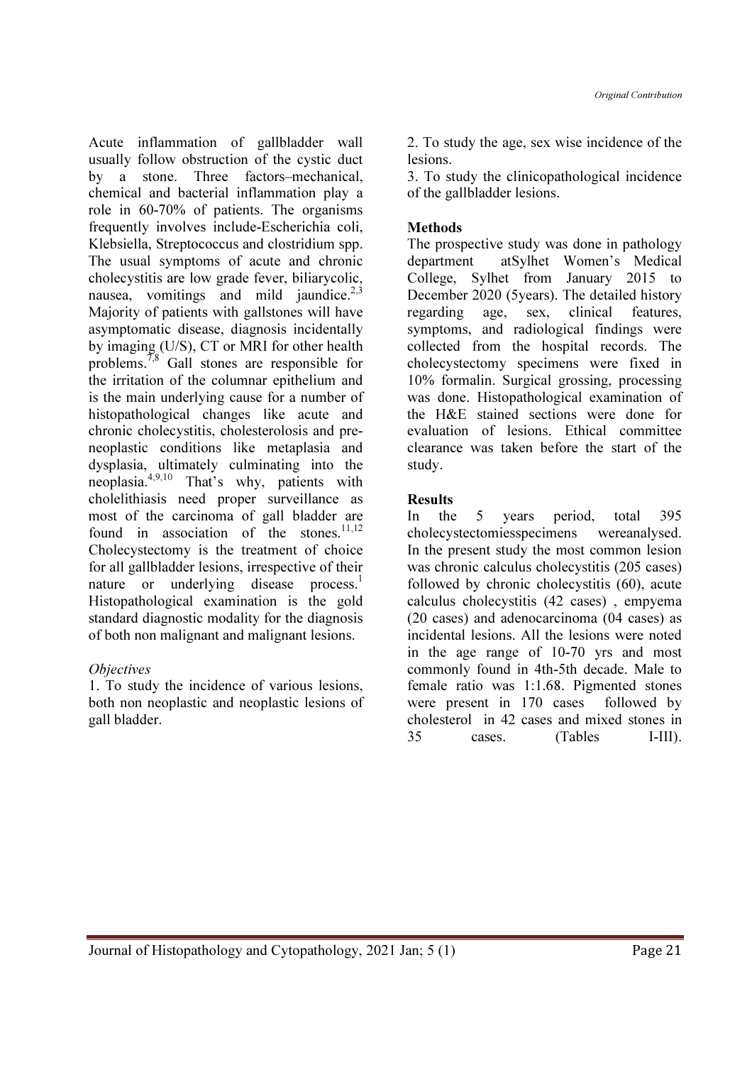Acute inflammation of gallbladder wall usually follow obstruction of the cystic duct by a stone. Three factors–mechanical, chemical and bacterial inflammation play a role in 60-70% of patients. The organisms frequently involves include-Escherichia coli, Klebsiella, Streptococcus and clostridium spp. The usual symptoms of acute and chronic cholecystitis are low grade fever, biliarycolic, nausea, vomitings and mild jaundice.[2,3] Majority of patients with gallstones will have asymptomatic disease, diagnosis incidentally by imaging (U/S), CT or MRI for other health problems.[7,8] Gall stones are responsible for the irritation of the columnar epithelium and is the main underlying cause for a number of histopathological changes like acute and chronic cholecystitis, cholesterolosis and pre-neoplastic conditions like metaplasia and dysplasia, ultimately culminating into the neoplasia.[4,9,10] That's why, patients with cholelithiasis need proper surveillance as most of the carcinoma of gall bladder are found in association of the stones.[11,12] Cholecystectomy is the treatment of choice for all gallbladder lesions, irrespective of their nature or underlying disease process.[1] Histopathological examination is the gold standard diagnostic modality for the diagnosis of both non malignant and malignant lesions.

*Objectives*

1. To study the incidence of various lesions, both non neoplastic and neoplastic lesions of gall bladder.
2. To study the age, sex wise incidence of the lesions.
3. To study the clinicopathological incidence of the gallbladder lesions.

**Methods**

The prospective study was done in pathology department atSylhet Women's Medical College, Sylhet from January 2015 to December 2020 (5years). The detailed history regarding age, sex, clinical features, symptoms, and radiological findings were collected from the hospital records. The cholecystectomy specimens were fixed in 10% formalin. Surgical grossing, processing was done. Histopathological examination of the H&E stained sections were done for evaluation of lesions. Ethical committee clearance was taken before the start of the study.

**Results**

In the 5 years period, total 395 cholecystectomiesspecimens wereanalysed. In the present study the most common lesion was chronic calculus cholecystitis (205 cases) followed by chronic cholecystitis (60), acute calculus cholecystitis (42 cases) , empyema (20 cases) and adenocarcinoma (04 cases) as incidental lesions. All the lesions were noted in the age range of 10-70 yrs and most commonly found in 4th-5th decade. Male to female ratio was 1:1.68. Pigmented stones were present in 170 cases followed by cholesterol in 42 cases and mixed stones in 35 cases. (Tables I-III).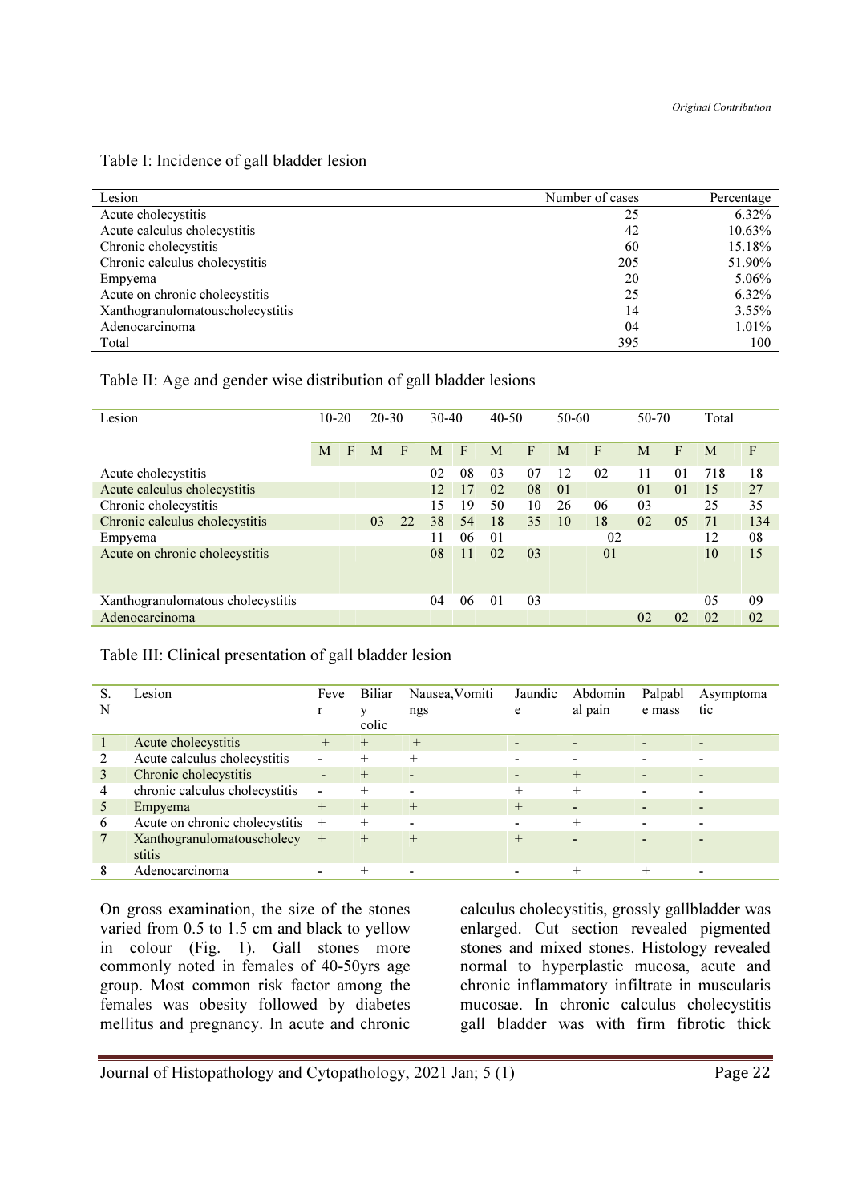Table I: Incidence of gall bladder lesion

| Lesion | Number of cases | Percentage |
|---|---|---|
| Acute cholecystitis | 25 | 6.32% |
| Acute calculus cholecystitis | 42 | 10.63% |
| Chronic cholecystitis | 60 | 15.18% |
| Chronic calculus cholecystitis | 205 | 51.90% |
| Empyema | 20 | 5.06% |
| Acute on chronic cholecystitis | 25 | 6.32% |
| Xanthogranulomatouscholecystitis | 14 | 3.55% |
| Adenocarcinoma | 04 | 1.01% |
| Total | 395 | 100 |

Table II: Age and gender wise distribution of gall bladder lesions

| Lesion | 10-20 | | 20-30 | | 30-40 | | 40-50 | | 50-60 | | 50-70 | | Total | |
|---|---|---|---|---|---|---|---|---|---|---|---|---|---|---|
| | M | F | M | F | M | F | M | F | M | F | M | F | M | F |
| Acute cholecystitis | | | | | 02 | 08 | 03 | 07 | 12 | 02 | 11 | 01 | 718 | 18 |
| Acute calculus cholecystitis | | | | | 12 | 17 | 02 | 08 | 01 | | 01 | 01 | 15 | 27 |
| Chronic cholecystitis | | | | | 15 | 19 | 50 | 10 | 26 | 06 | 03 | | 25 | 35 |
| Chronic calculus cholecystitis | | | 03 | 22 | 38 | 54 | 18 | 35 | 10 | 18 | 02 | 05 | 71 | 134 |
| Empyema | | | | | 11 | 06 | 01 | | | 02 | | | 12 | 08 |
| Acute on chronic cholecystitis | | | | | 08 | 11 | 02 | 03 | | 01 | | | 10 | 15 |
| Xanthogranulomatous cholecystitis | | | | | 04 | 06 | 01 | 03 | | | | | 05 | 09 |
| Adenocarcinoma | | | | | | | | | | | 02 | 02 | 02 | 02 |

Table III: Clinical presentation of gall bladder lesion

| S. N | Lesion | Fever | Biliary colic | Nausea,Vomitings | Jaundice | Abdominal pain | Palpable mass | Asymptomatic |
|---|---|---|---|---|---|---|---|---|
| 1 | Acute cholecystitis | + | + | + | - | - | - | - |
| 2 | Acute calculus cholecystitis | - | + | + | - | - | - | - |
| 3 | Chronic cholecystitis | - | + | - | - | + | - | - |
| 4 | chronic calculus cholecystitis | - | + | - | + | + | - | - |
| 5 | Empyema | + | + | + | + | - | - | - |
| 6 | Acute on chronic cholecystitis | + | + | - | - | + | - | - |
| 7 | Xanthogranulomatouscholecystitis | + | + | + | + | - | - | - |
| 8 | Adenocarcinoma | - | + | - | - | + | + | - |

On gross examination, the size of the stones varied from 0.5 to 1.5 cm and black to yellow in colour (Fig. 1). Gall stones more commonly noted in females of 40-50yrs age group. Most common risk factor among the females was obesity followed by diabetes mellitus and pregnancy. In acute and chronic calculus cholecystitis, grossly gallbladder was enlarged. Cut section revealed pigmented stones and mixed stones. Histology revealed normal to hyperplastic mucosa, acute and chronic inflammatory infiltrate in muscularis mucosae. In chronic calculus cholecystitis gall bladder was with firm fibrotic thick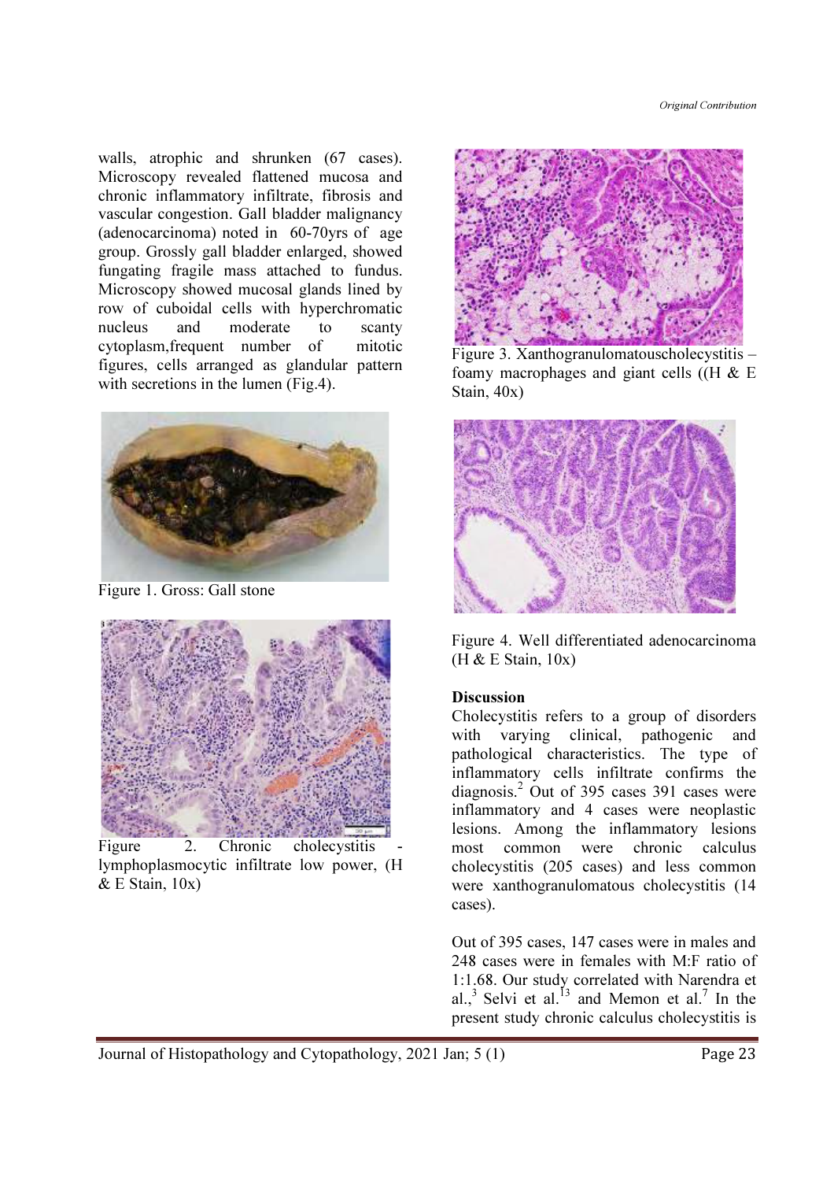walls, atrophic and shrunken (67 cases). Microscopy revealed flattened mucosa and chronic inflammatory infiltrate, fibrosis and vascular congestion. Gall bladder malignancy (adenocarcinoma) noted in 60-70yrs of age group. Grossly gall bladder enlarged, showed fungating fragile mass attached to fundus. Microscopy showed mucosal glands lined by row of cuboidal cells with hyperchromatic nucleus and moderate to scanty cytoplasm,frequent number of mitotic figures, cells arranged as glandular pattern with secretions in the lumen (Fig.4).

Figure 1. Gross: Gall stone

Figure 2. Chronic cholecystitis - lymphoplasmocytic infiltrate low power, (H & E Stain, 10x)

Figure 3. Xanthogranulomatouscholecystitis – foamy macrophages and giant cells ((H & E Stain, 40x)

Figure 4. Well differentiated adenocarcinoma (H & E Stain, 10x)

## Discussion

Cholecystitis refers to a group of disorders with varying clinical, pathogenic and pathological characteristics. The type of inflammatory cells infiltrate confirms the diagnosis.[2] Out of 395 cases 391 cases were inflammatory and 4 cases were neoplastic lesions. Among the inflammatory lesions most common were chronic calculus cholecystitis (205 cases) and less common were xanthogranulomatous cholecystitis (14 cases).

Out of 395 cases, 147 cases were in males and 248 cases were in females with M:F ratio of 1:1.68. Our study correlated with Narendra et al.,[3] Selvi et al.[13] and Memon et al.[7] In the present study chronic calculus cholecystitis is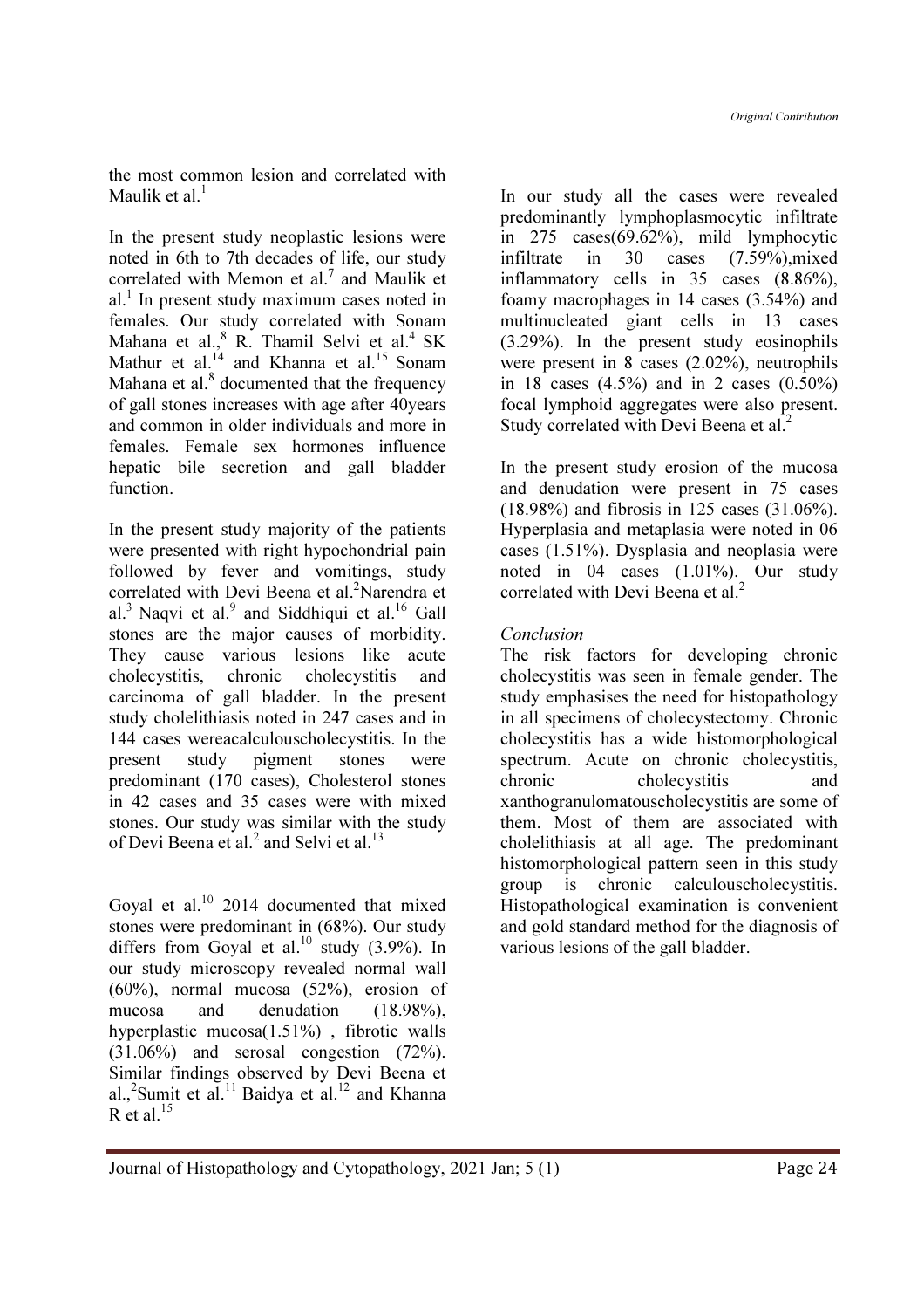the most common lesion and correlated with Maulik et al.[1]

In the present study neoplastic lesions were noted in 6th to 7th decades of life, our study correlated with Memon et al.[7] and Maulik et al.[1] In present study maximum cases noted in females. Our study correlated with Sonam Mahana et al.,[8] R. Thamil Selvi et al.[4] SK Mathur et al.[14] and Khanna et al.[15] Sonam Mahana et al.[8] documented that the frequency of gall stones increases with age after 40years and common in older individuals and more in females. Female sex hormones influence hepatic bile secretion and gall bladder function.

In the present study majority of the patients were presented with right hypochondrial pain followed by fever and vomitings, study correlated with Devi Beena et al.[2]Narendra et al.[3] Naqvi et al.[9] and Siddhiqui et al.[16] Gall stones are the major causes of morbidity. They cause various lesions like acute cholecystitis, chronic cholecystitis and carcinoma of gall bladder. In the present study cholelithiasis noted in 247 cases and in 144 cases wereacalculouscholecystitis. In the present study pigment stones were predominant (170 cases), Cholesterol stones in 42 cases and 35 cases were with mixed stones. Our study was similar with the study of Devi Beena et al.[2] and Selvi et al.[13]

Goyal et al.[10] 2014 documented that mixed stones were predominant in (68%). Our study differs from Goyal et al.[10] study (3.9%). In our study microscopy revealed normal wall (60%), normal mucosa (52%), erosion of mucosa and denudation (18.98%), hyperplastic mucosa(1.51%) , fibrotic walls (31.06%) and serosal congestion (72%). Similar findings observed by Devi Beena et al.,[2]Sumit et al.[11] Baidya et al.[12] and Khanna R et al.[15]

In our study all the cases were revealed predominantly lymphoplasmocytic infiltrate in 275 cases(69.62%), mild lymphocytic infiltrate in 30 cases (7.59%),mixed inflammatory cells in 35 cases (8.86%), foamy macrophages in 14 cases (3.54%) and multinucleated giant cells in 13 cases (3.29%). In the present study eosinophils were present in 8 cases (2.02%), neutrophils in 18 cases (4.5%) and in 2 cases (0.50%) focal lymphoid aggregates were also present. Study correlated with Devi Beena et al.[2]

In the present study erosion of the mucosa and denudation were present in 75 cases (18.98%) and fibrosis in 125 cases (31.06%). Hyperplasia and metaplasia were noted in 06 cases (1.51%). Dysplasia and neoplasia were noted in 04 cases (1.01%). Our study correlated with Devi Beena et al.[2]

*Conclusion*

The risk factors for developing chronic cholecystitis was seen in female gender. The study emphasises the need for histopathology in all specimens of cholecystectomy. Chronic cholecystitis has a wide histomorphological spectrum. Acute on chronic cholecystitis, chronic cholecystitis and xanthogranulomatouscholecystitis are some of them. Most of them are associated with cholelithiasis at all age. The predominant histomorphological pattern seen in this study group is chronic calculouscholecystitis. Histopathological examination is convenient and gold standard method for the diagnosis of various lesions of the gall bladder.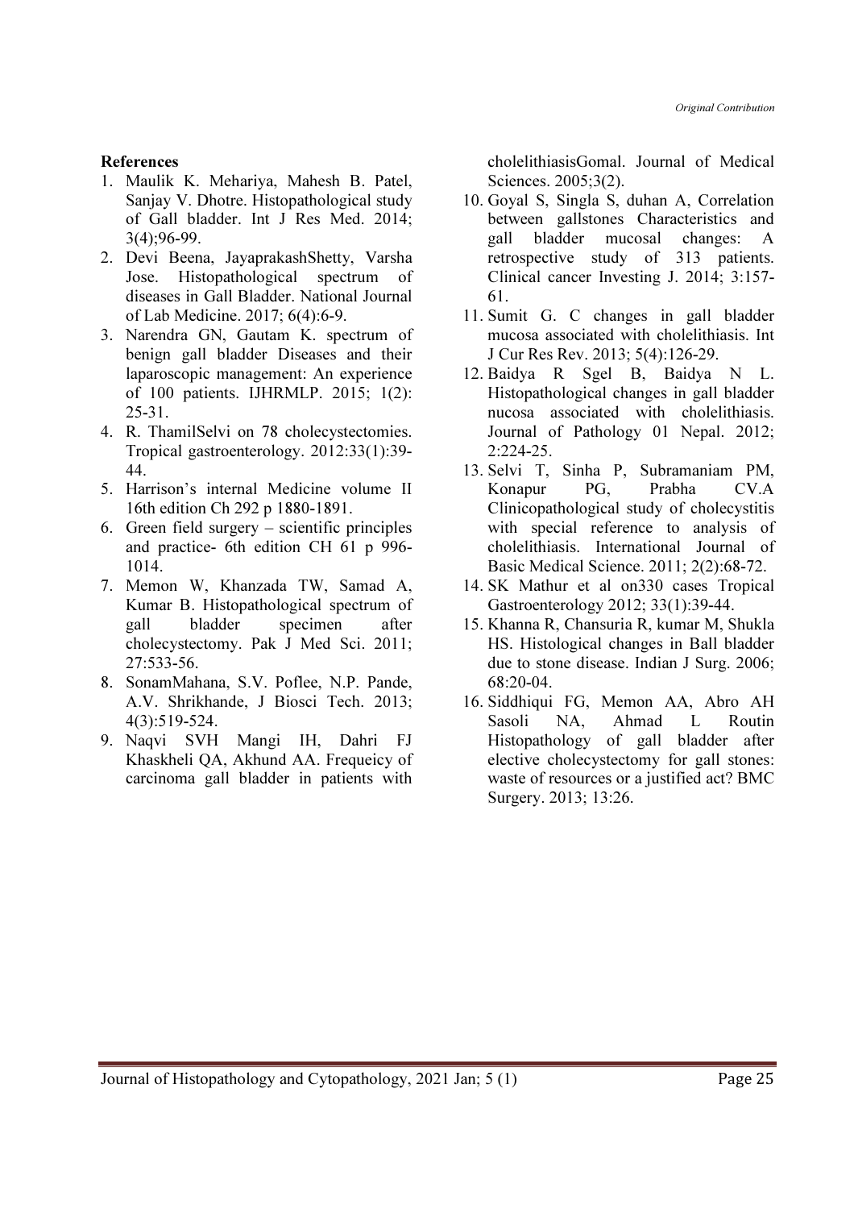**References**

1. Maulik K. Mehariya, Mahesh B. Patel, Sanjay V. Dhotre. Histopathological study of Gall bladder. Int J Res Med. 2014; 3(4);96-99.
2. Devi Beena, JayaprakashShetty, Varsha Jose. Histopathological spectrum of diseases in Gall Bladder. National Journal of Lab Medicine. 2017; 6(4):6-9.
3. Narendra GN, Gautam K. spectrum of benign gall bladder Diseases and their laparoscopic management: An experience of 100 patients. IJHRMLP. 2015; 1(2): 25-31.
4. R. ThamilSelvi on 78 cholecystectomies. Tropical gastroenterology. 2012:33(1):39-44.
5. Harrison's internal Medicine volume II 16th edition Ch 292 p 1880-1891.
6. Green field surgery – scientific principles and practice- 6th edition CH 61 p 996-1014.
7. Memon W, Khanzada TW, Samad A, Kumar B. Histopathological spectrum of gall bladder specimen after cholecystectomy. Pak J Med Sci. 2011; 27:533-56.
8. SonamMahana, S.V. Poflee, N.P. Pande, A.V. Shrikhande, J Biosci Tech. 2013; 4(3):519-524.
9. Naqvi SVH Mangi IH, Dahri FJ Khaskheli QA, Akhund AA. Frequeicy of carcinoma gall bladder in patients with cholelithiasisGomal. Journal of Medical Sciences. 2005;3(2).
10. Goyal S, Singla S, duhan A, Correlation between gallstones Characteristics and gall bladder mucosal changes: A retrospective study of 313 patients. Clinical cancer Investing J. 2014; 3:157-61.
11. Sumit G. C changes in gall bladder mucosa associated with cholelithiasis. Int J Cur Res Rev. 2013; 5(4):126-29.
12. Baidya R Sgel B, Baidya N L. Histopathological changes in gall bladder nucosa associated with cholelithiasis. Journal of Pathology 01 Nepal. 2012; 2:224-25.
13. Selvi T, Sinha P, Subramaniam PM, Konapur PG, Prabha CV.A Clinicopathological study of cholecystitis with special reference to analysis of cholelithiasis. International Journal of Basic Medical Science. 2011; 2(2):68-72.
14. SK Mathur et al on330 cases Tropical Gastroenterology 2012; 33(1):39-44.
15. Khanna R, Chansuria R, kumar M, Shukla HS. Histological changes in Ball bladder due to stone disease. Indian J Surg. 2006; 68:20-04.
16. Siddhiqui FG, Memon AA, Abro AH Sasoli NA, Ahmad L Routin Histopathology of gall bladder after elective cholecystectomy for gall stones: waste of resources or a justified act? BMC Surgery. 2013; 13:26.